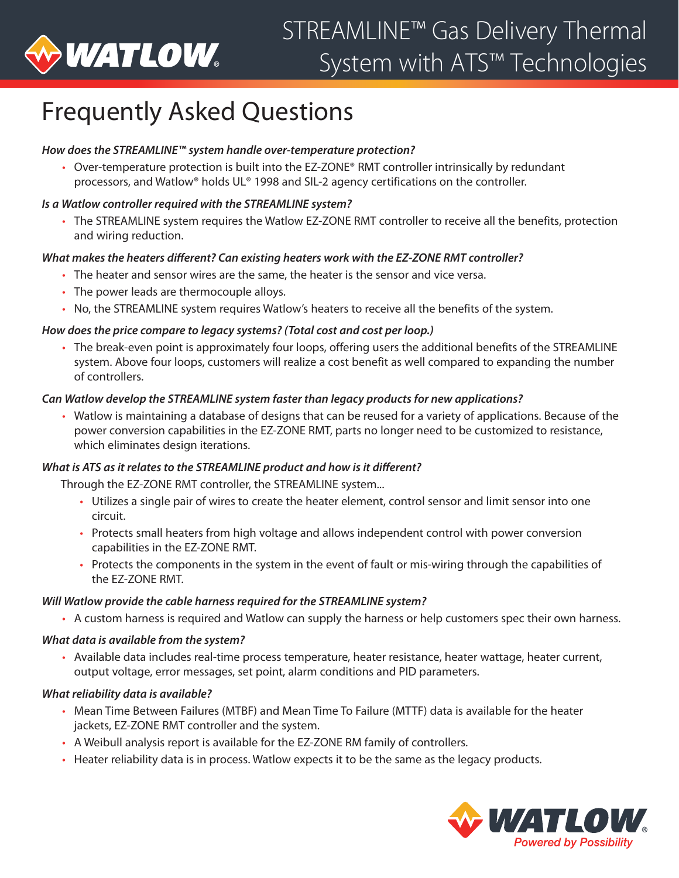# STREAMLINE™ Gas Delivery Thermal System with ATS™ Technologies

## Frequently Asked Questions

***How does the STREAMLINE™ system handle over-temperature protection?***

- Over-temperature protection is built into the EZ-ZONE® RMT controller intrinsically by redundant processors, and Watlow® holds UL® 1998 and SIL-2 agency certifications on the controller.

***Is a Watlow controller required with the STREAMLINE system?***

- The STREAMLINE system requires the Watlow EZ-ZONE RMT controller to receive all the benefits, protection and wiring reduction.

***What makes the heaters different? Can existing heaters work with the EZ-ZONE RMT controller?***

- The heater and sensor wires are the same, the heater is the sensor and vice versa.
- The power leads are thermocouple alloys.
- No, the STREAMLINE system requires Watlow's heaters to receive all the benefits of the system.

***How does the price compare to legacy systems? (Total cost and cost per loop.)***

- The break-even point is approximately four loops, offering users the additional benefits of the STREAMLINE system. Above four loops, customers will realize a cost benefit as well compared to expanding the number of controllers.

***Can Watlow develop the STREAMLINE system faster than legacy products for new applications?***

- Watlow is maintaining a database of designs that can be reused for a variety of applications. Because of the power conversion capabilities in the EZ-ZONE RMT, parts no longer need to be customized to resistance, which eliminates design iterations.

***What is ATS as it relates to the STREAMLINE product and how is it different?***

Through the EZ-ZONE RMT controller, the STREAMLINE system...

- Utilizes a single pair of wires to create the heater element, control sensor and limit sensor into one circuit.
- Protects small heaters from high voltage and allows independent control with power conversion capabilities in the EZ-ZONE RMT.
- Protects the components in the system in the event of fault or mis-wiring through the capabilities of the EZ-ZONE RMT.

***Will Watlow provide the cable harness required for the STREAMLINE system?***

- A custom harness is required and Watlow can supply the harness or help customers spec their own harness.

***What data is available from the system?***

- Available data includes real-time process temperature, heater resistance, heater wattage, heater current, output voltage, error messages, set point, alarm conditions and PID parameters.

***What reliability data is available?***

- Mean Time Between Failures (MTBF) and Mean Time To Failure (MTTF) data is available for the heater jackets, EZ-ZONE RMT controller and the system.
- A Weibull analysis report is available for the EZ-ZONE RM family of controllers.
- Heater reliability data is in process. Watlow expects it to be the same as the legacy products.

WATLOW® Powered by Possibility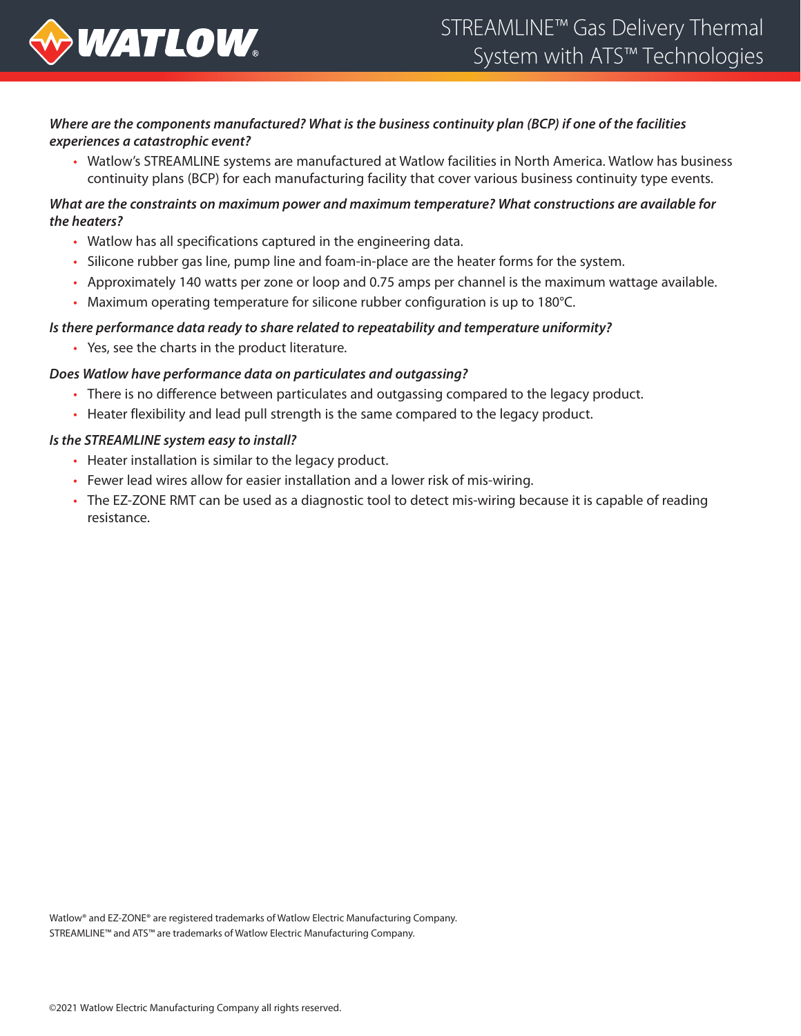***Where are the components manufactured? What is the business continuity plan (BCP) if one of the facilities experiences a catastrophic event?***

- Watlow's STREAMLINE systems are manufactured at Watlow facilities in North America. Watlow has business continuity plans (BCP) for each manufacturing facility that cover various business continuity type events.

***What are the constraints on maximum power and maximum temperature? What constructions are available for the heaters?***

- Watlow has all specifications captured in the engineering data.
- Silicone rubber gas line, pump line and foam-in-place are the heater forms for the system.
- Approximately 140 watts per zone or loop and 0.75 amps per channel is the maximum wattage available.
- Maximum operating temperature for silicone rubber configuration is up to 180°C.

***Is there performance data ready to share related to repeatability and temperature uniformity?***

- Yes, see the charts in the product literature.

***Does Watlow have performance data on particulates and outgassing?***

- There is no difference between particulates and outgassing compared to the legacy product.
- Heater flexibility and lead pull strength is the same compared to the legacy product.

***Is the STREAMLINE system easy to install?***

- Heater installation is similar to the legacy product.
- Fewer lead wires allow for easier installation and a lower risk of mis-wiring.
- The EZ-ZONE RMT can be used as a diagnostic tool to detect mis-wiring because it is capable of reading resistance.

Watlow® and EZ-ZONE® are registered trademarks of Watlow Electric Manufacturing Company.
STREAMLINE™ and ATS™ are trademarks of Watlow Electric Manufacturing Company.

©2021 Watlow Electric Manufacturing Company all rights reserved.